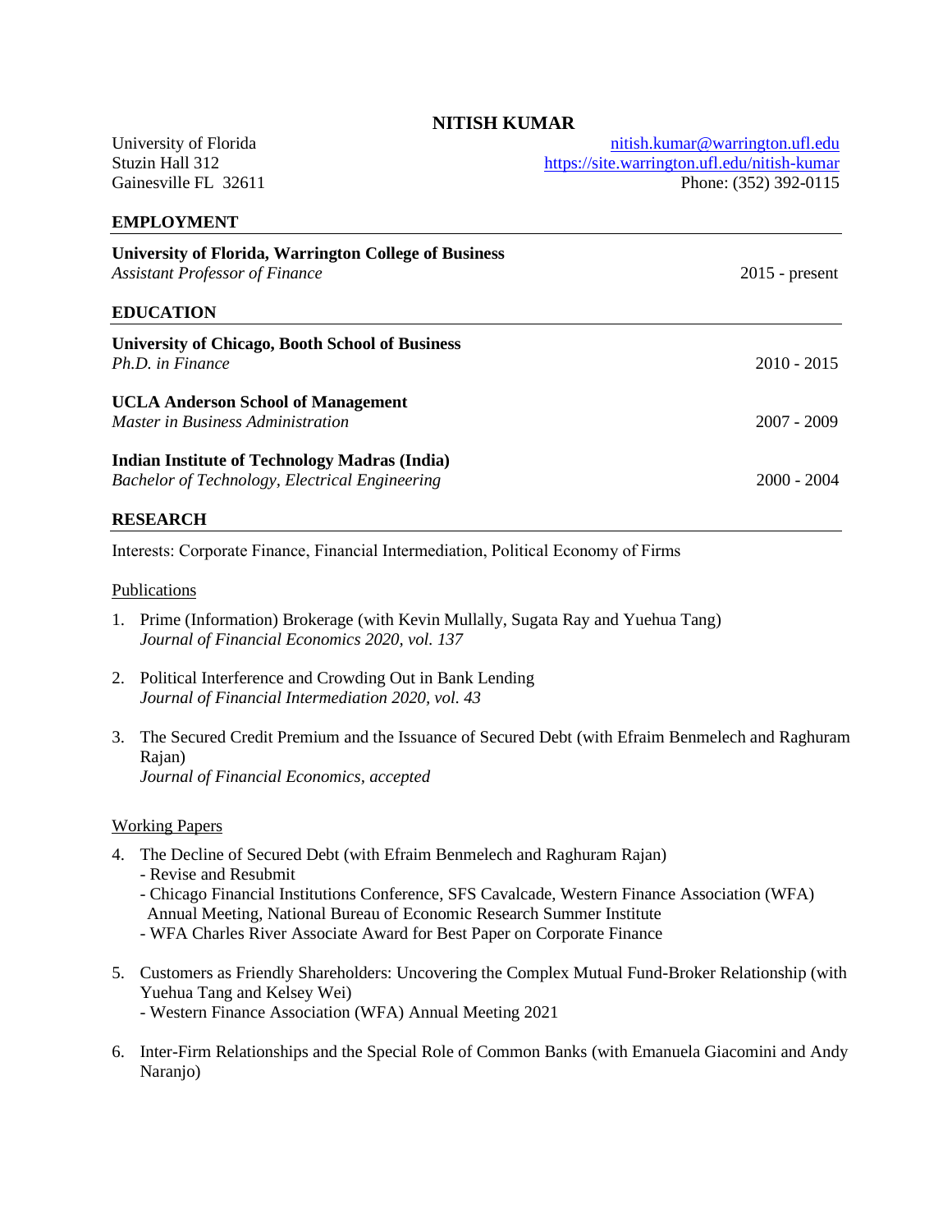# NITISH KUMAR

University of Florida
Stuzin Hall 312
Gainesville FL 32611

nitish.kumar@warrington.ufl.edu
https://site.warrington.ufl.edu/nitish-kumar
Phone: (352) 392-0115

## EMPLOYMENT

**University of Florida, Warrington College of Business**
*Assistant Professor of Finance* 2015 - present

## EDUCATION

**University of Chicago, Booth School of Business**
*Ph.D. in Finance* 2010 - 2015

**UCLA Anderson School of Management**
*Master in Business Administration* 2007 - 2009

**Indian Institute of Technology Madras (India)**
*Bachelor of Technology, Electrical Engineering* 2000 - 2004

## RESEARCH

Interests: Corporate Finance, Financial Intermediation, Political Economy of Firms

### Publications

1. Prime (Information) Brokerage (with Kevin Mullally, Sugata Ray and Yuehua Tang)
   *Journal of Financial Economics 2020, vol. 137*

2. Political Interference and Crowding Out in Bank Lending
   *Journal of Financial Intermediation 2020, vol. 43*

3. The Secured Credit Premium and the Issuance of Secured Debt (with Efraim Benmelech and Raghuram Rajan)
   *Journal of Financial Economics, accepted*

### Working Papers

4. The Decline of Secured Debt (with Efraim Benmelech and Raghuram Rajan)
   - Revise and Resubmit
   - Chicago Financial Institutions Conference, SFS Cavalcade, Western Finance Association (WFA) Annual Meeting, National Bureau of Economic Research Summer Institute
   - WFA Charles River Associate Award for Best Paper on Corporate Finance

5. Customers as Friendly Shareholders: Uncovering the Complex Mutual Fund-Broker Relationship (with Yuehua Tang and Kelsey Wei)
   - Western Finance Association (WFA) Annual Meeting 2021

6. Inter-Firm Relationships and the Special Role of Common Banks (with Emanuela Giacomini and Andy Naranjo)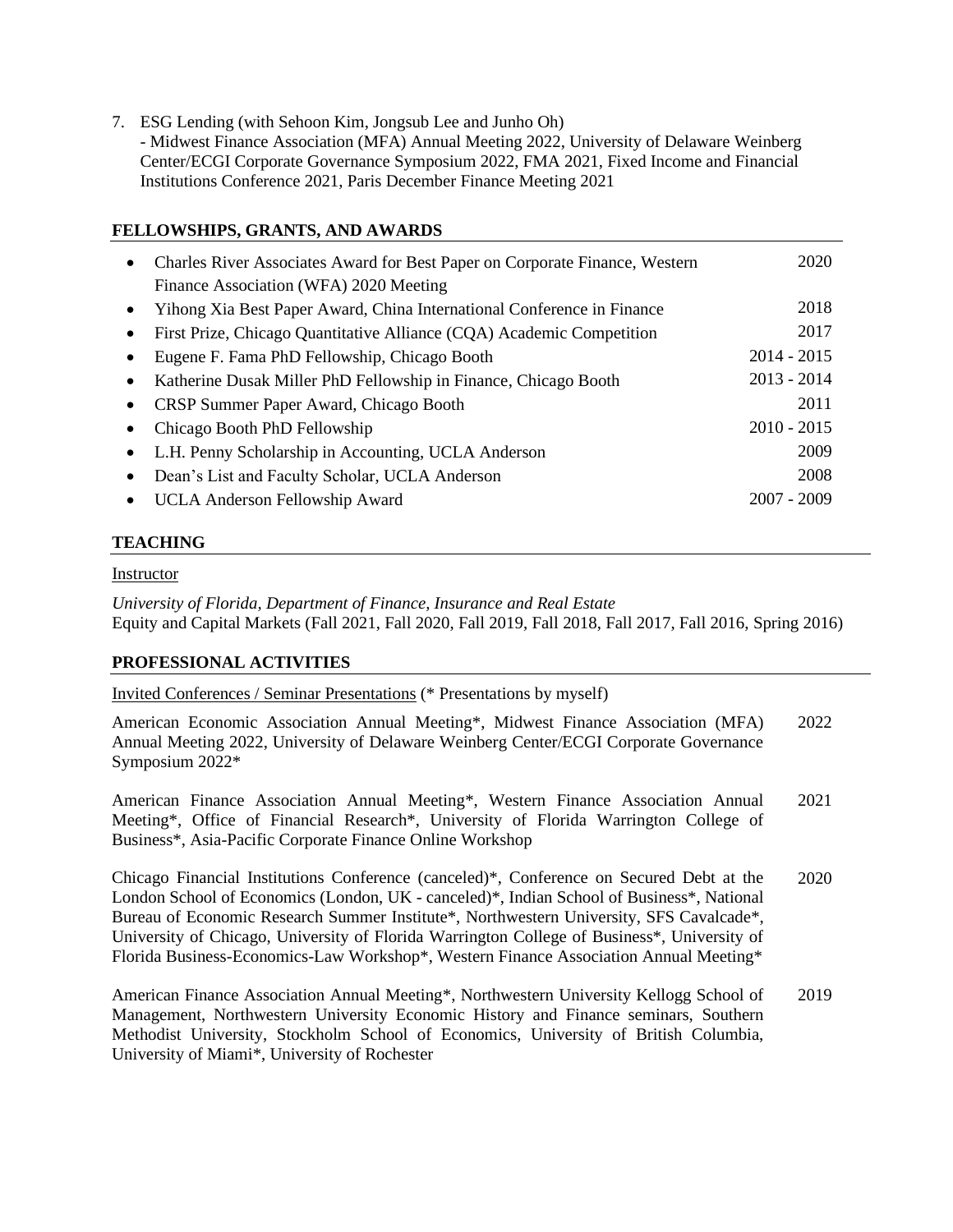7. ESG Lending (with Sehoon Kim, Jongsub Lee and Junho Oh)
   - Midwest Finance Association (MFA) Annual Meeting 2022, University of Delaware Weinberg Center/ECGI Corporate Governance Symposium 2022, FMA 2021, Fixed Income and Financial Institutions Conference 2021, Paris December Finance Meeting 2021

## FELLOWSHIPS, GRANTS, AND AWARDS

- Charles River Associates Award for Best Paper on Corporate Finance, Western Finance Association (WFA) 2020 Meeting — 2020
- Yihong Xia Best Paper Award, China International Conference in Finance — 2018
- First Prize, Chicago Quantitative Alliance (CQA) Academic Competition — 2017
- Eugene F. Fama PhD Fellowship, Chicago Booth — 2014 - 2015
- Katherine Dusak Miller PhD Fellowship in Finance, Chicago Booth — 2013 - 2014
- CRSP Summer Paper Award, Chicago Booth — 2011
- Chicago Booth PhD Fellowship — 2010 - 2015
- L.H. Penny Scholarship in Accounting, UCLA Anderson — 2009
- Dean's List and Faculty Scholar, UCLA Anderson — 2008
- UCLA Anderson Fellowship Award — 2007 - 2009

## TEACHING

Instructor

*University of Florida, Department of Finance, Insurance and Real Estate*
Equity and Capital Markets (Fall 2021, Fall 2020, Fall 2019, Fall 2018, Fall 2017, Fall 2016, Spring 2016)

## PROFESSIONAL ACTIVITIES

Invited Conferences / Seminar Presentations (* Presentations by myself)

**2022:** American Economic Association Annual Meeting*, Midwest Finance Association (MFA) Annual Meeting 2022, University of Delaware Weinberg Center/ECGI Corporate Governance Symposium 2022*

**2021:** American Finance Association Annual Meeting*, Western Finance Association Annual Meeting*, Office of Financial Research*, University of Florida Warrington College of Business*, Asia-Pacific Corporate Finance Online Workshop

**2020:** Chicago Financial Institutions Conference (canceled)*, Conference on Secured Debt at the London School of Economics (London, UK - canceled)*, Indian School of Business*, National Bureau of Economic Research Summer Institute*, Northwestern University, SFS Cavalcade*, University of Chicago, University of Florida Warrington College of Business*, University of Florida Business-Economics-Law Workshop*, Western Finance Association Annual Meeting*

**2019:** American Finance Association Annual Meeting*, Northwestern University Kellogg School of Management, Northwestern University Economic History and Finance seminars, Southern Methodist University, Stockholm School of Economics, University of British Columbia, University of Miami*, University of Rochester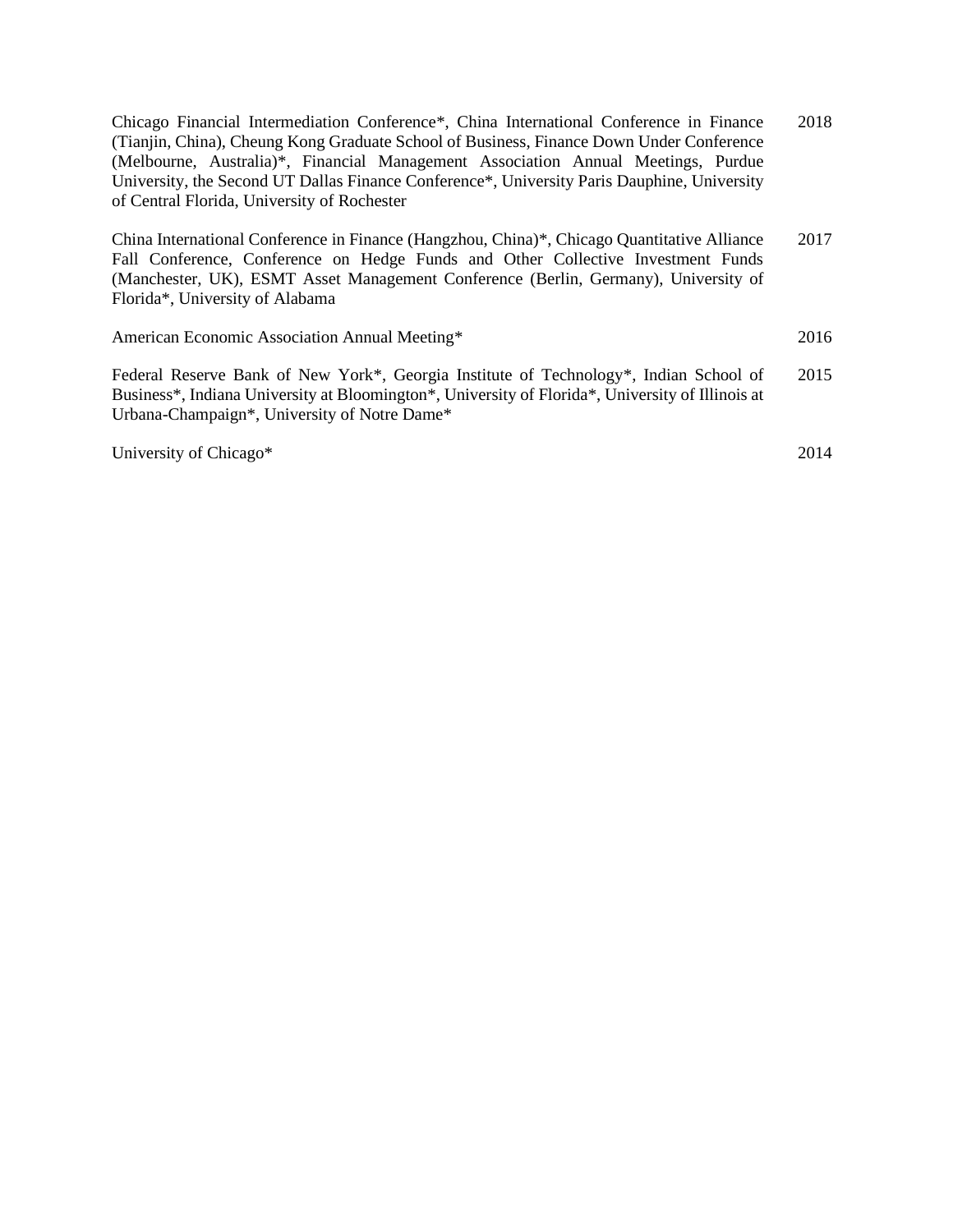Chicago Financial Intermediation Conference*, China International Conference in Finance (Tianjin, China), Cheung Kong Graduate School of Business, Finance Down Under Conference (Melbourne, Australia)*, Financial Management Association Annual Meetings, Purdue University, the Second UT Dallas Finance Conference*, University Paris Dauphine, University of Central Florida, University of Rochester — 2018

China International Conference in Finance (Hangzhou, China)*, Chicago Quantitative Alliance Fall Conference, Conference on Hedge Funds and Other Collective Investment Funds (Manchester, UK), ESMT Asset Management Conference (Berlin, Germany), University of Florida*, University of Alabama — 2017

American Economic Association Annual Meeting* — 2016

Federal Reserve Bank of New York*, Georgia Institute of Technology*, Indian School of Business*, Indiana University at Bloomington*, University of Florida*, University of Illinois at Urbana-Champaign*, University of Notre Dame* — 2015

University of Chicago* — 2014